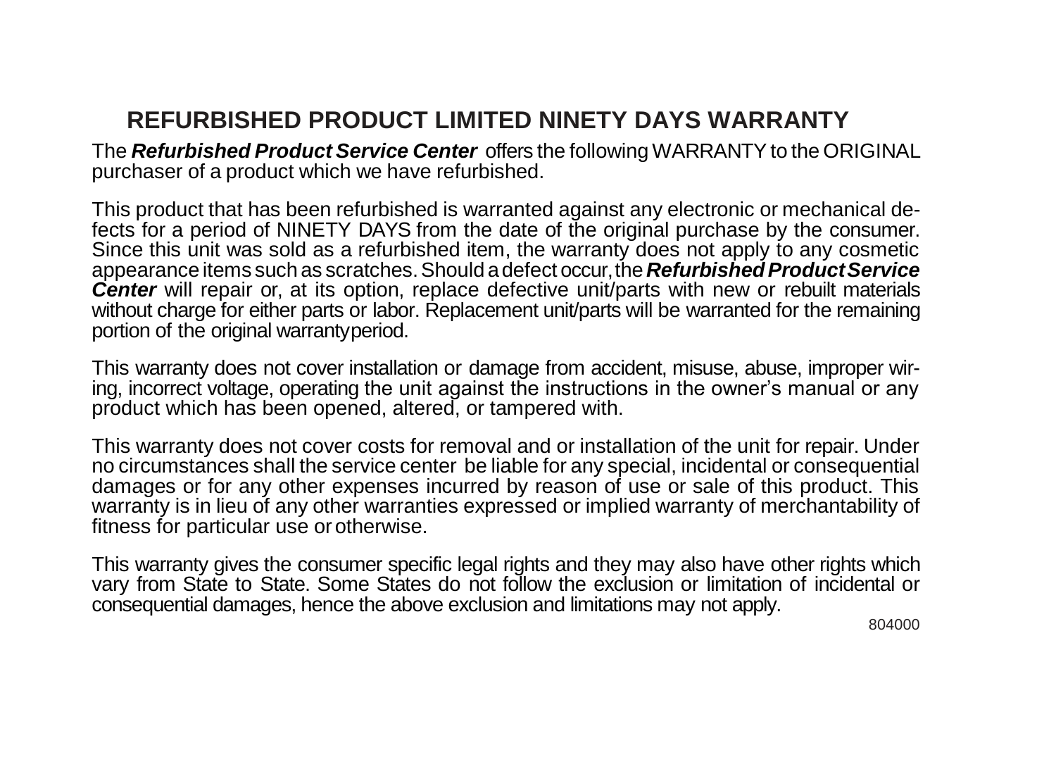## REFURBISHED PRODUCT LIMITED NINETY DAYS WARRANTY

The ***Refurbished Product Service Center*** offers the following WARRANTY to the ORIGINAL purchaser of a product which we have refurbished.

This product that has been refurbished is warranted against any electronic or mechanical defects for a period of NINETY DAYS from the date of the original purchase by the consumer. Since this unit was sold as a refurbished item, the warranty does not apply to any cosmetic appearance items such as scratches. Should a defect occur, the ***Refurbished Product Service Center*** will repair or, at its option, replace defective unit/parts with new or rebuilt materials without charge for either parts or labor. Replacement unit/parts will be warranted for the remaining portion of the original warranty period.

This warranty does not cover installation or damage from accident, misuse, abuse, improper wiring, incorrect voltage, operating the unit against the instructions in the owner's manual or any product which has been opened, altered, or tampered with.

This warranty does not cover costs for removal and or installation of the unit for repair. Under no circumstances shall the service center be liable for any special, incidental or consequential damages or for any other expenses incurred by reason of use or sale of this product. This warranty is in lieu of any other warranties expressed or implied warranty of merchantability of fitness for particular use or otherwise.

This warranty gives the consumer specific legal rights and they may also have other rights which vary from State to State. Some States do not follow the exclusion or limitation of incidental or consequential damages, hence the above exclusion and limitations may not apply.

804000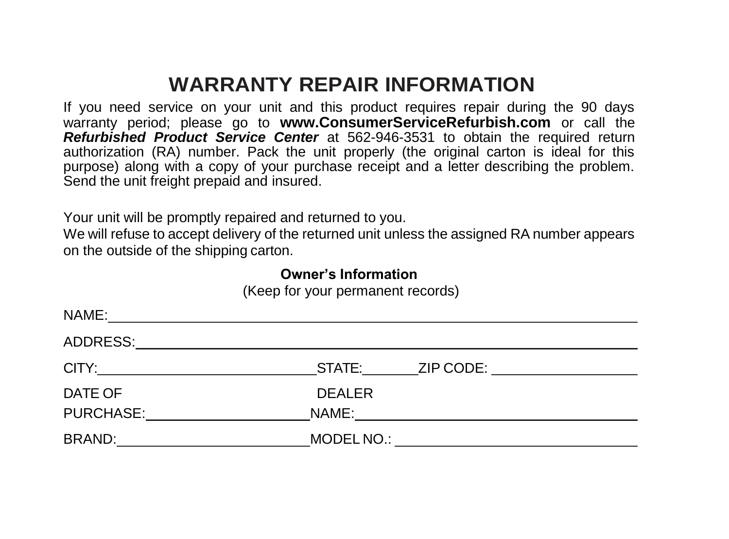# WARRANTY REPAIR INFORMATION

If you need service on your unit and this product requires repair during the 90 days warranty period; please go to **www.ConsumerServiceRefurbish.com** or call the ***Refurbished Product Service Center*** at 562-946-3531 to obtain the required return authorization (RA) number. Pack the unit properly (the original carton is ideal for this purpose) along with a copy of your purchase receipt and a letter describing the problem. Send the unit freight prepaid and insured.

Your unit will be promptly repaired and returned to you.
We will refuse to accept delivery of the returned unit unless the assigned RA number appears on the outside of the shipping carton.

**Owner's Information**

(Keep for your permanent records)

NAME: ______________________________________________

ADDRESS: ______________________________________________

CITY: ____________________ STATE: ________ ZIP CODE: ____________________

DATE OF PURCHASE: ____________________ DEALER NAME: ____________________

BRAND: ____________________ MODEL NO.: ____________________